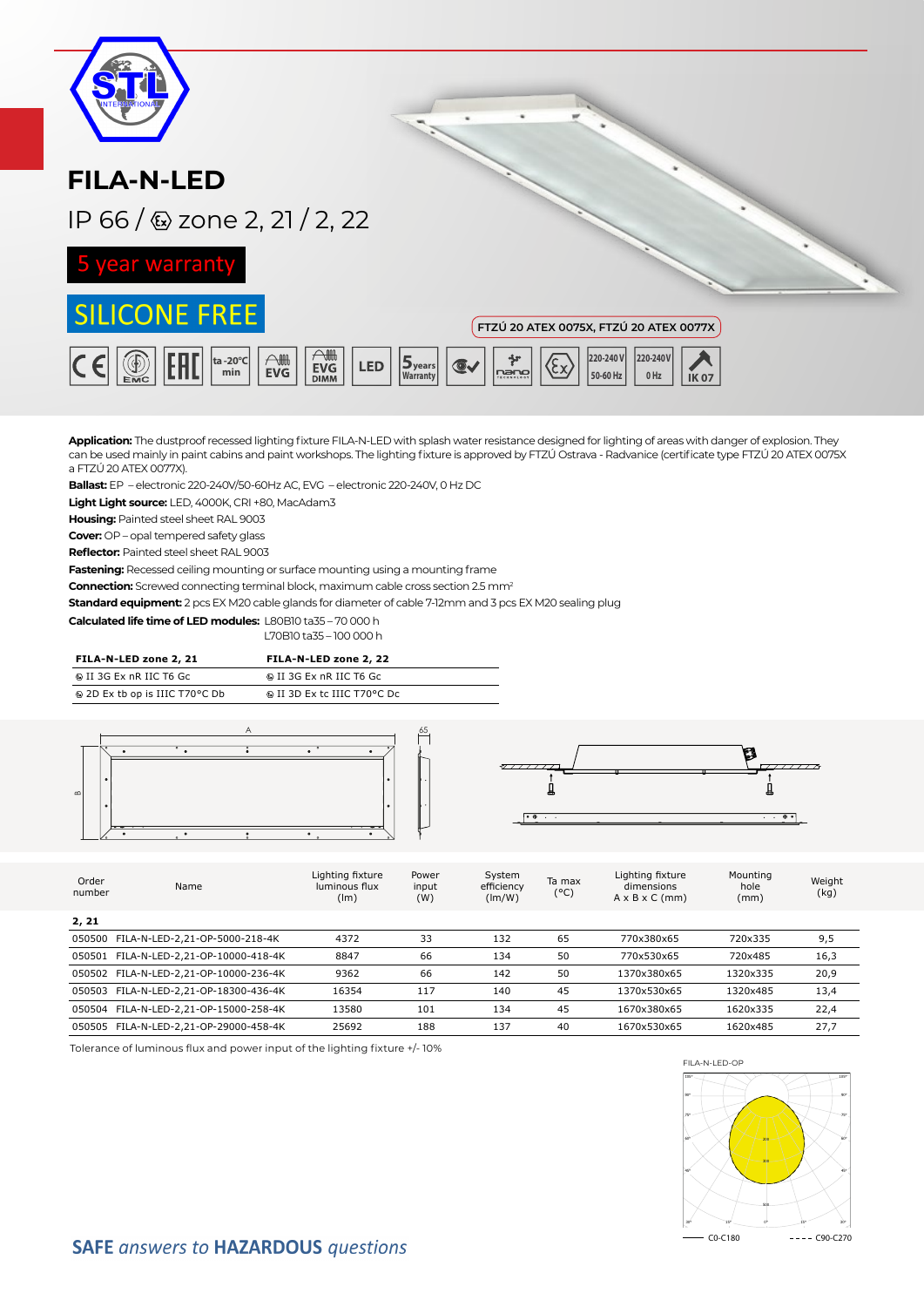# FILA-N-LED

IP 66 / ⓔx zone 2, 21 / 2, 22

**5 year warranty**

**SILICONE FREE**

FTZÚ 20 ATEX 0075X, FTZÚ 20 ATEX 0077X

**Application:** The dustproof recessed lighting fixture FILA-N-LED with splash water resistance designed for lighting of areas with danger of explosion. They can be used mainly in paint cabins and paint workshops. The lighting fixture is approved by FTZÚ Ostrava - Radvanice (certificate type FTZÚ 20 ATEX 0075X a FTZÚ 20 ATEX 0077X).

**Ballast:** EP – electronic 220-240V/50-60Hz AC, EVG – electronic 220-240V, 0 Hz DC

**Light Light source:** LED, 4000K, CRI +80, MacAdam3

**Housing:** Painted steel sheet RAL 9003

**Cover:** OP – opal tempered safety glass

**Reflector:** Painted steel sheet RAL 9003

**Fastening:** Recessed ceiling mounting or surface mounting using a mounting frame

**Connection:** Screwed connecting terminal block, maximum cable cross section 2.5 mm²

**Standard equipment:** 2 pcs EX M20 cable glands for diameter of cable 7-12mm and 3 pcs EX M20 sealing plug

**Calculated life time of LED modules:** L80B10 ta35 – 70 000 h
L70B10 ta35 – 100 000 h

| FILA-N-LED zone 2, 21 | FILA-N-LED zone 2, 22 |
|---|---|
| ⓔx II 3G Ex nR IIC T6 Gc | ⓔx II 3G Ex nR IIC T6 Gc |
| ⓔx 2D Ex tb op is IIIC T70°C Db | ⓔx II 3D Ex tc IIIC T70°C Dc |

| Order number | Name | Lighting fixture luminous flux (lm) | Power input (W) | System efficiency (lm/W) | Ta max (°C) | Lighting fixture dimensions A x B x C (mm) | Mounting hole (mm) | Weight (kg) |
|---|---|---|---|---|---|---|---|---|
| **2, 21** | | | | | | | | |
| 050500 | FILA-N-LED-2,21-OP-5000-218-4K | 4372 | 33 | 132 | 65 | 770x380x65 | 720x335 | 9,5 |
| 050501 | FILA-N-LED-2,21-OP-10000-418-4K | 8847 | 66 | 134 | 50 | 770x530x65 | 720x485 | 16,3 |
| 050502 | FILA-N-LED-2,21-OP-10000-236-4K | 9362 | 66 | 142 | 50 | 1370x380x65 | 1320x335 | 20,9 |
| 050503 | FILA-N-LED-2,21-OP-18300-436-4K | 16354 | 117 | 140 | 45 | 1370x530x65 | 1320x485 | 13,4 |
| 050504 | FILA-N-LED-2,21-OP-15000-258-4K | 13580 | 101 | 134 | 45 | 1670x380x65 | 1620x335 | 22,4 |
| 050505 | FILA-N-LED-2,21-OP-29000-458-4K | 25692 | 188 | 137 | 40 | 1670x530x65 | 1620x485 | 27,7 |

Tolerance of luminous flux and power input of the lighting fixture +/- 10%

FILA-N-LED-OP

C0-C180 ---- C90-C270

**SAFE** *answers to* **HAZARDOUS** *questions*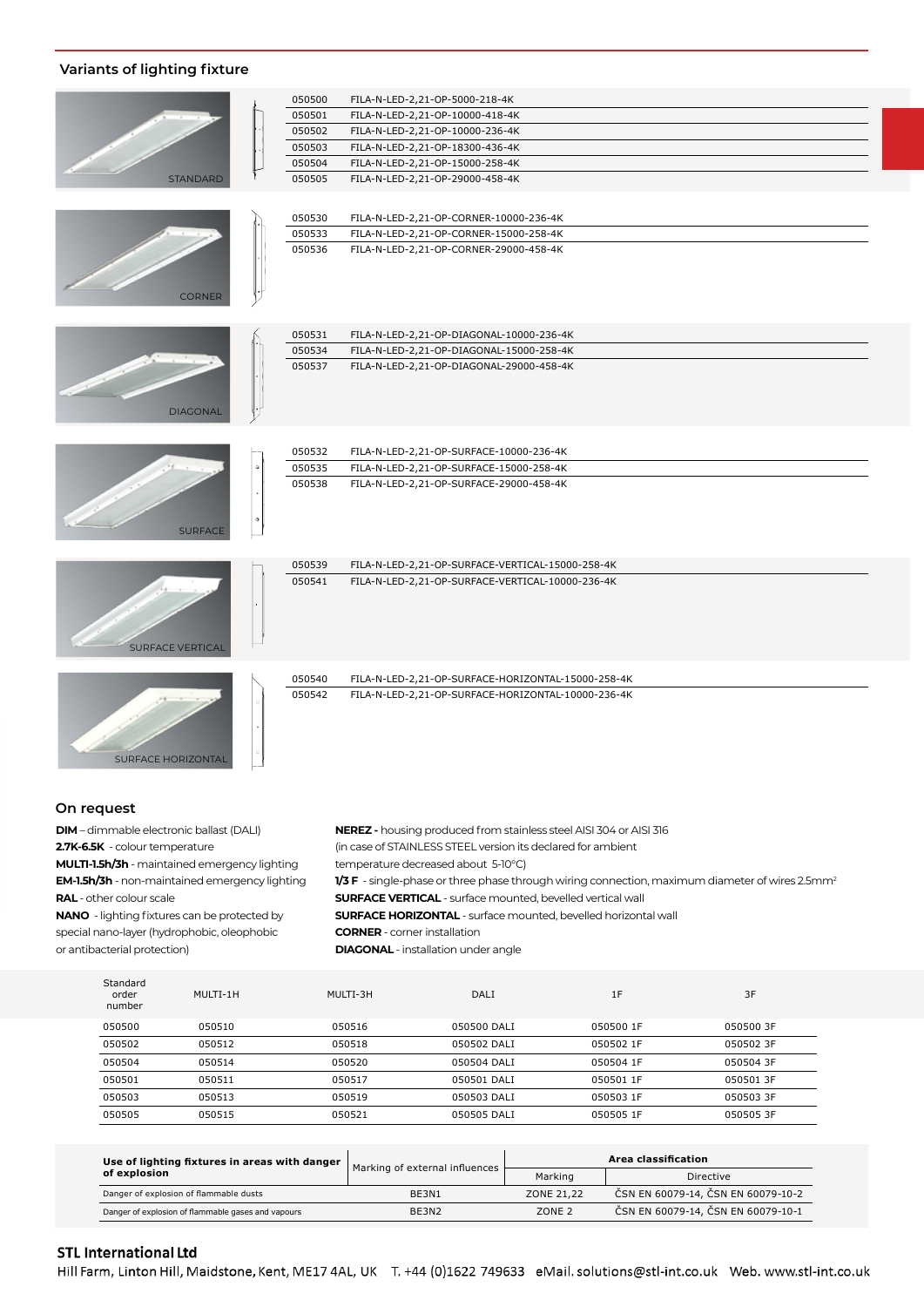## Variants of lighting fixture

STANDARD

| | |
|---|---|
| 050500 | FILA-N-LED-2,21-OP-5000-218-4K |
| 050501 | FILA-N-LED-2,21-OP-10000-418-4K |
| 050502 | FILA-N-LED-2,21-OP-10000-236-4K |
| 050503 | FILA-N-LED-2,21-OP-18300-436-4K |
| 050504 | FILA-N-LED-2,21-OP-15000-258-4K |
| 050505 | FILA-N-LED-2,21-OP-29000-458-4K |

CORNER

| | |
|---|---|
| 050530 | FILA-N-LED-2,21-OP-CORNER-10000-236-4K |
| 050533 | FILA-N-LED-2,21-OP-CORNER-15000-258-4K |
| 050536 | FILA-N-LED-2,21-OP-CORNER-29000-458-4K |

DIAGONAL

| | |
|---|---|
| 050531 | FILA-N-LED-2,21-OP-DIAGONAL-10000-236-4K |
| 050534 | FILA-N-LED-2,21-OP-DIAGONAL-15000-258-4K |
| 050537 | FILA-N-LED-2,21-OP-DIAGONAL-29000-458-4K |

SURFACE

| | |
|---|---|
| 050532 | FILA-N-LED-2,21-OP-SURFACE-10000-236-4K |
| 050535 | FILA-N-LED-2,21-OP-SURFACE-15000-258-4K |
| 050538 | FILA-N-LED-2,21-OP-SURFACE-29000-458-4K |

SURFACE VERTICAL

| | |
|---|---|
| 050539 | FILA-N-LED-2,21-OP-SURFACE-VERTICAL-15000-258-4K |
| 050541 | FILA-N-LED-2,21-OP-SURFACE-VERTICAL-10000-236-4K |

SURFACE HORIZONTAL

| | |
|---|---|
| 050540 | FILA-N-LED-2,21-OP-SURFACE-HORIZONTAL-15000-258-4K |
| 050542 | FILA-N-LED-2,21-OP-SURFACE-HORIZONTAL-10000-236-4K |

## On request

**DIM** – dimmable electronic ballast (DALI)
**2.7K-6.5K** - colour temperature
**MULTI-1.5h/3h** - maintained emergency lighting
**EM-1.5h/3h** - non-maintained emergency lighting
**RAL** - other colour scale
**NANO** - lighting fixtures can be protected by special nano-layer (hydrophobic, oleophobic or antibacterial protection)

**NEREZ -** housing produced from stainless steel AISI 304 or AISI 316 (in case of STAINLESS STEEL version its declared for ambient temperature decreased about 5-10°C)
**1/3 F** - single-phase or three phase through wiring connection, maximum diameter of wires 2.5mm²
**SURFACE VERTICAL** - surface mounted, bevelled vertical wall
**SURFACE HORIZONTAL** - surface mounted, bevelled horizontal wall
**CORNER** - corner installation
**DIAGONAL** - installation under angle

| Standard order number | MULTI-1H | MULTI-3H | DALI | 1F | 3F |
|---|---|---|---|---|---|
| 050500 | 050510 | 050516 | 050500 DALI | 050500 1F | 050500 3F |
| 050502 | 050512 | 050518 | 050502 DALI | 050502 1F | 050502 3F |
| 050504 | 050514 | 050520 | 050504 DALI | 050504 1F | 050504 3F |
| 050501 | 050511 | 050517 | 050501 DALI | 050501 1F | 050501 3F |
| 050503 | 050513 | 050519 | 050503 DALI | 050503 1F | 050503 3F |
| 050505 | 050515 | 050521 | 050505 DALI | 050505 1F | 050505 3F |

| Use of lighting fixtures in areas with danger of explosion | Marking of external influences | Area classification | |
|---|---|---|---|
| | | Marking | Directive |
| Danger of explosion of flammable dusts | BE3N1 | ZONE 21,22 | ČSN EN 60079-14, ČSN EN 60079-10-2 |
| Danger of explosion of flammable gases and vapours | BE3N2 | ZONE 2 | ČSN EN 60079-14, ČSN EN 60079-10-1 |

**STL International Ltd**
Hill Farm, Linton Hill, Maidstone, Kent, ME17 4AL, UK T. +44 (0)1622 749633 eMail. solutions@stl-int.co.uk Web. www.stl-int.co.uk